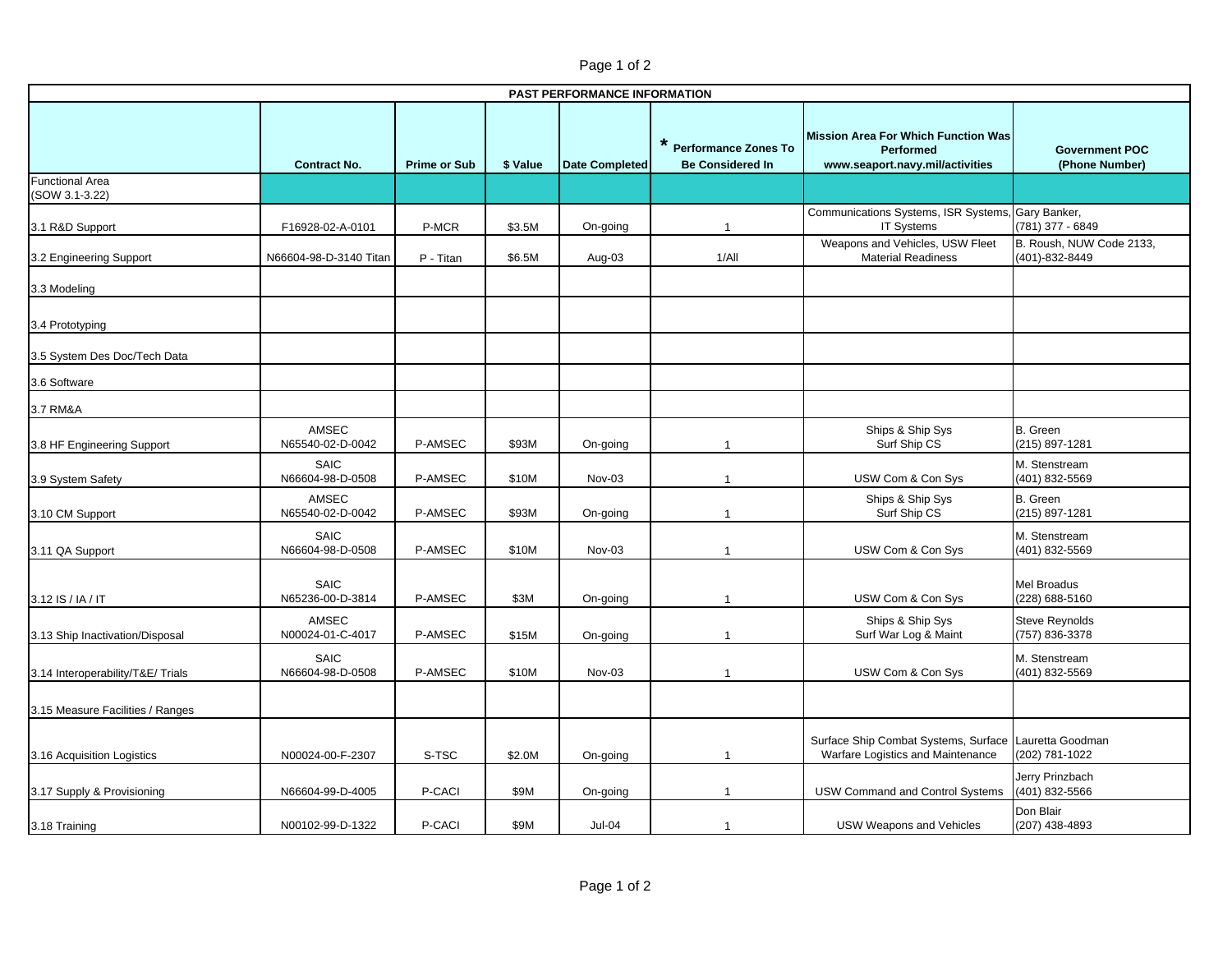| PAST PERFORMANCE INFORMATION | | | | | | | |
|---|---|---|---|---|---|---|---|
| | Contract No. | Prime or Sub | $ Value | Date Completed | * Performance Zones To Be Considered In | Mission Area For Which Function Was Performed www.seaport.navy.mil/activities | Government POC (Phone Number) |
| Functional Area (SOW 3.1-3.22) | | | | | | | |
| 3.1 R&D Support | F16928-02-A-0101 | P-MCR | $3.5M | On-going | 1 | Communications Systems, ISR Systems, IT Systems | Gary Banker, (781) 377 - 6849 |
| 3.2 Engineering Support | N66604-98-D-3140 Titan | P - Titan | $6.5M | Aug-03 | 1/All | Weapons and Vehicles, USW Fleet Material Readiness | B. Roush, NUW Code 2133, (401)-832-8449 |
| 3.3 Modeling | | | | | | | |
| 3.4 Prototyping | | | | | | | |
| 3.5 System Des Doc/Tech Data | | | | | | | |
| 3.6 Software | | | | | | | |
| 3.7 RM&A | | | | | | | |
| 3.8 HF Engineering Support | AMSEC N65540-02-D-0042 | P-AMSEC | $93M | On-going | 1 | Ships & Ship Sys Surf Ship CS | B. Green (215) 897-1281 |
| 3.9 System Safety | SAIC N66604-98-D-0508 | P-AMSEC | $10M | Nov-03 | 1 | USW Com & Con Sys | M. Stenstream (401) 832-5569 |
| 3.10 CM Support | AMSEC N65540-02-D-0042 | P-AMSEC | $93M | On-going | 1 | Ships & Ship Sys Surf Ship CS | B. Green (215) 897-1281 |
| 3.11 QA Support | SAIC N66604-98-D-0508 | P-AMSEC | $10M | Nov-03 | 1 | USW Com & Con Sys | M. Stenstream (401) 832-5569 |
| 3.12 IS / IA / IT | SAIC N65236-00-D-3814 | P-AMSEC | $3M | On-going | 1 | USW Com & Con Sys | Mel Broadus (228) 688-5160 |
| 3.13 Ship Inactivation/Disposal | AMSEC N00024-01-C-4017 | P-AMSEC | $15M | On-going | 1 | Ships & Ship Sys Surf War Log & Maint | Steve Reynolds (757) 836-3378 |
| 3.14 Interoperability/T&E/ Trials | SAIC N66604-98-D-0508 | P-AMSEC | $10M | Nov-03 | 1 | USW Com & Con Sys | M. Stenstream (401) 832-5569 |
| 3.15 Measure Facilities / Ranges | | | | | | | |
| 3.16 Acquisition Logistics | N00024-00-F-2307 | S-TSC | $2.0M | On-going | 1 | Surface Ship Combat Systems, Surface Warfare Logistics and Maintenance | Lauretta Goodman (202) 781-1022 |
| 3.17 Supply & Provisioning | N66604-99-D-4005 | P-CACI | $9M | On-going | 1 | USW Command and Control Systems | Jerry Prinzbach (401) 832-5566 |
| 3.18 Training | N00102-99-D-1322 | P-CACI | $9M | Jul-04 | 1 | USW Weapons and Vehicles | Don Blair (207) 438-4893 |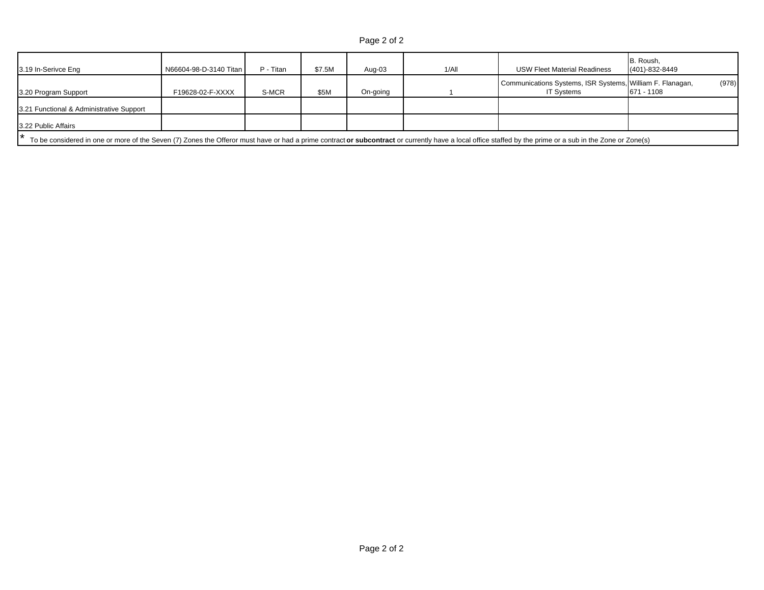| | | | | | | | |
|---|---|---|---|---|---|---|---|
| 3.19 In-Serivce Eng | N66604-98-D-3140 Titan | P - Titan | $7.5M | Aug-03 | 1/All | USW Fleet Material Readiness | B. Roush, (401)-832-8449 |
| 3.20 Program Support | F19628-02-F-XXXX | S-MCR | $5M | On-going | 1 | Communications Systems, ISR Systems, IT Systems | William F. Flanagan, (978) 671 - 1108 |
| 3.21 Functional & Administrative Support | | | | | | | |
| 3.22 Public Affairs | | | | | | | |

\* To be considered in one or more of the Seven (7) Zones the Offeror must have or had a prime contract **or subcontract** or currently have a local office staffed by the prime or a sub in the Zone or Zone(s)